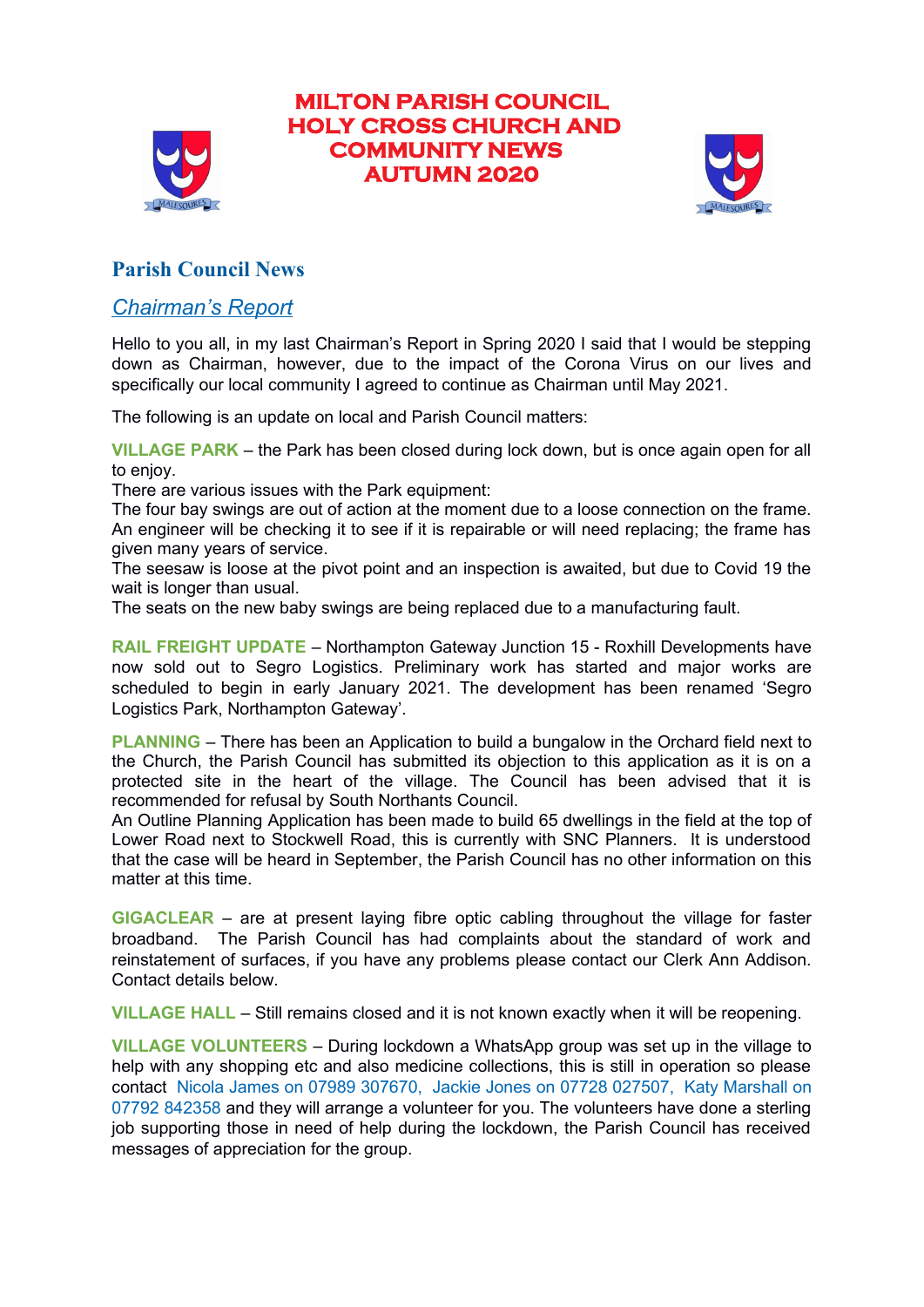# MILTON PARISH COUNCIL HOLY CROSS CHURCH AND COMMUNITY NEWS AUTUMN 2020

## Parish Council News

### *Chairman's Report*

Hello to you all, in my last Chairman's Report in Spring 2020 I said that I would be stepping down as Chairman, however, due to the impact of the Corona Virus on our lives and specifically our local community I agreed to continue as Chairman until May 2021.

The following is an update on local and Parish Council matters:

**VILLAGE PARK** – the Park has been closed during lock down, but is once again open for all to enjoy.
There are various issues with the Park equipment:
The four bay swings are out of action at the moment due to a loose connection on the frame. An engineer will be checking it to see if it is repairable or will need replacing; the frame has given many years of service.
The seesaw is loose at the pivot point and an inspection is awaited, but due to Covid 19 the wait is longer than usual.
The seats on the new baby swings are being replaced due to a manufacturing fault.

**RAIL FREIGHT UPDATE** – Northampton Gateway Junction 15 - Roxhill Developments have now sold out to Segro Logistics. Preliminary work has started and major works are scheduled to begin in early January 2021. The development has been renamed 'Segro Logistics Park, Northampton Gateway'.

**PLANNING** – There has been an Application to build a bungalow in the Orchard field next to the Church, the Parish Council has submitted its objection to this application as it is on a protected site in the heart of the village. The Council has been advised that it is recommended for refusal by South Northants Council.
An Outline Planning Application has been made to build 65 dwellings in the field at the top of Lower Road next to Stockwell Road, this is currently with SNC Planners. It is understood that the case will be heard in September, the Parish Council has no other information on this matter at this time.

**GIGACLEAR** – are at present laying fibre optic cabling throughout the village for faster broadband. The Parish Council has had complaints about the standard of work and reinstatement of surfaces, if you have any problems please contact our Clerk Ann Addison. Contact details below.

**VILLAGE HALL** – Still remains closed and it is not known exactly when it will be reopening.

**VILLAGE VOLUNTEERS** – During lockdown a WhatsApp group was set up in the village to help with any shopping etc and also medicine collections, this is still in operation so please contact Nicola James on 07989 307670, Jackie Jones on 07728 027507, Katy Marshall on 07792 842358 and they will arrange a volunteer for you. The volunteers have done a sterling job supporting those in need of help during the lockdown, the Parish Council has received messages of appreciation for the group.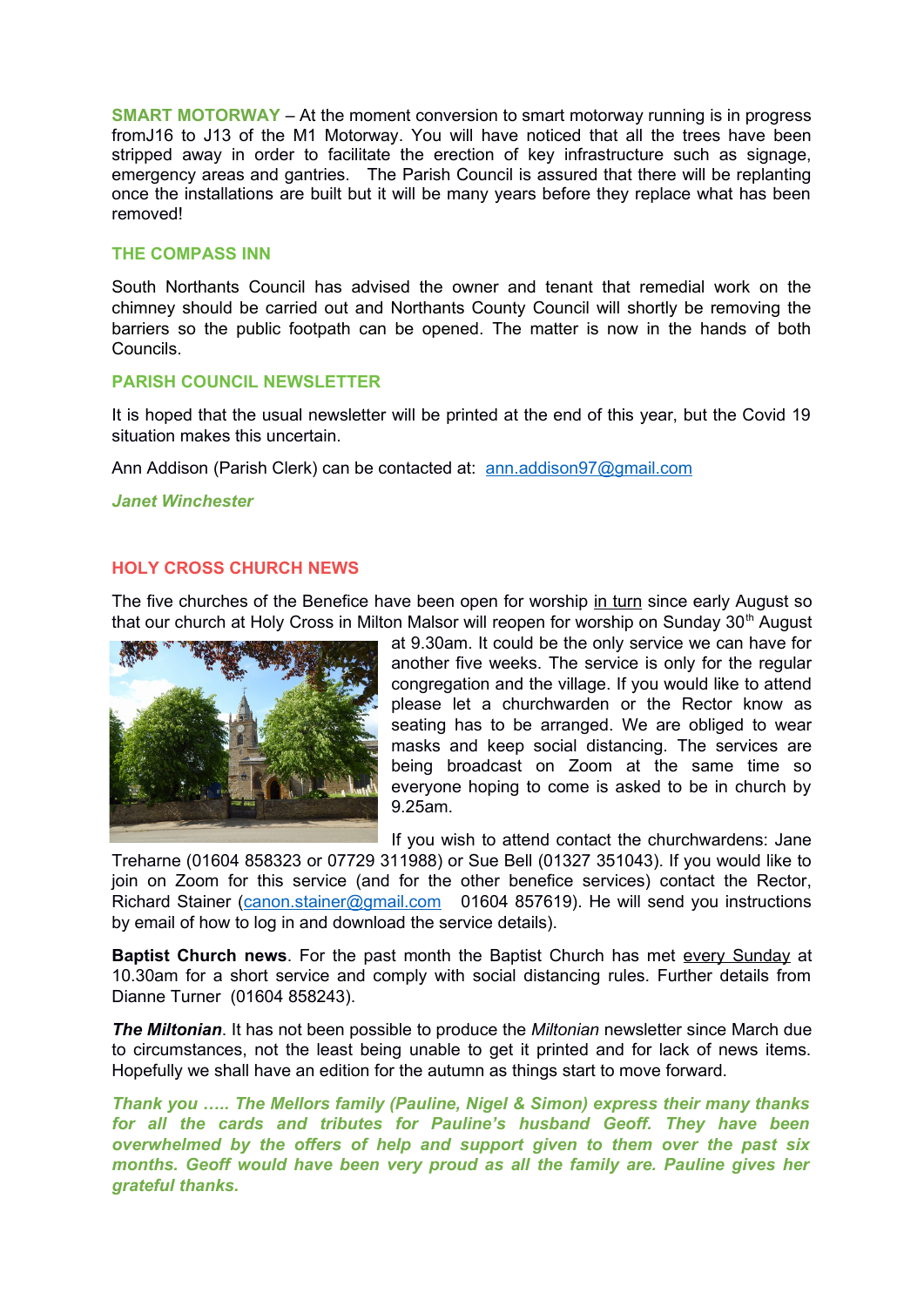**SMART MOTORWAY** – At the moment conversion to smart motorway running is in progress fromJ16 to J13 of the M1 Motorway. You will have noticed that all the trees have been stripped away in order to facilitate the erection of key infrastructure such as signage, emergency areas and gantries. The Parish Council is assured that there will be replanting once the installations are built but it will be many years before they replace what has been removed!

## THE COMPASS INN

South Northants Council has advised the owner and tenant that remedial work on the chimney should be carried out and Northants County Council will shortly be removing the barriers so the public footpath can be opened. The matter is now in the hands of both Councils.

## PARISH COUNCIL NEWSLETTER

It is hoped that the usual newsletter will be printed at the end of this year, but the Covid 19 situation makes this uncertain.

Ann Addison (Parish Clerk) can be contacted at: ann.addison97@gmail.com

***Janet Winchester***

## HOLY CROSS CHURCH NEWS

The five churches of the Benefice have been open for worship in turn since early August so that our church at Holy Cross in Milton Malsor will reopen for worship on Sunday 30th August at 9.30am. It could be the only service we can have for another five weeks. The service is only for the regular congregation and the village. If you would like to attend please let a churchwarden or the Rector know as seating has to be arranged. We are obliged to wear masks and keep social distancing. The services are being broadcast on Zoom at the same time so everyone hoping to come is asked to be in church by 9.25am.

If you wish to attend contact the churchwardens: Jane Treharne (01604 858323 or 07729 311988) or Sue Bell (01327 351043). If you would like to join on Zoom for this service (and for the other benefice services) contact the Rector, Richard Stainer (canon.stainer@gmail.com 01604 857619). He will send you instructions by email of how to log in and download the service details).

**Baptist Church news**. For the past month the Baptist Church has met every Sunday at 10.30am for a short service and comply with social distancing rules. Further details from Dianne Turner (01604 858243).

***The Miltonian***. It has not been possible to produce the *Miltonian* newsletter since March due to circumstances, not the least being unable to get it printed and for lack of news items. Hopefully we shall have an edition for the autumn as things start to move forward.

***Thank you ….. The Mellors family (Pauline, Nigel & Simon) express their many thanks for all the cards and tributes for Pauline's husband Geoff. They have been overwhelmed by the offers of help and support given to them over the past six months. Geoff would have been very proud as all the family are. Pauline gives her grateful thanks.***